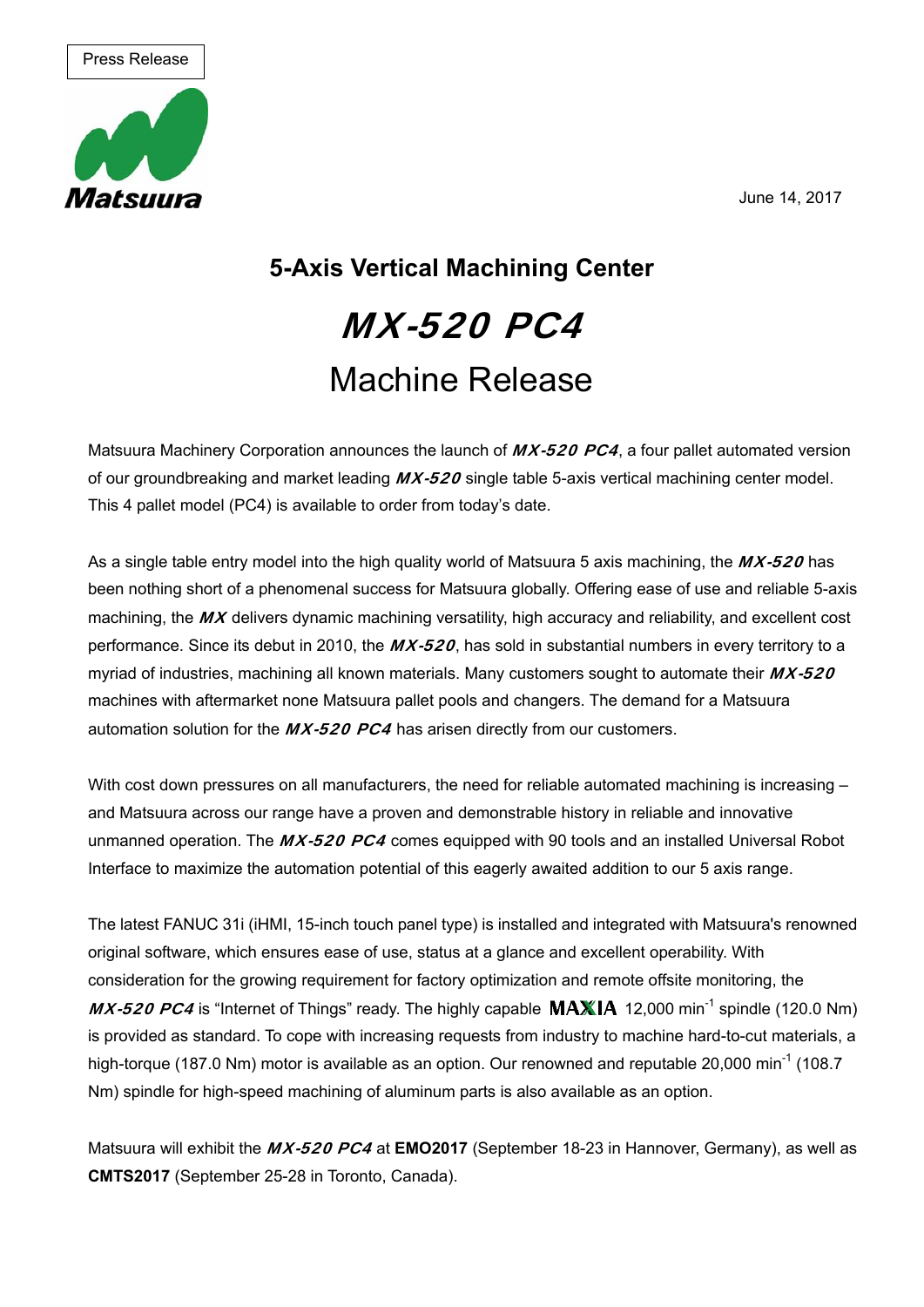Press Release

Matsuura

June 14, 2017

## 5-Axis Vertical Machining Center

# ***MX-520 PC4***

# Machine Release

Matsuura Machinery Corporation announces the launch of ***MX-520 PC4***, a four pallet automated version of our groundbreaking and market leading ***MX-520*** single table 5-axis vertical machining center model. This 4 pallet model (PC4) is available to order from today's date.

As a single table entry model into the high quality world of Matsuura 5 axis machining, the ***MX-520*** has been nothing short of a phenomenal success for Matsuura globally. Offering ease of use and reliable 5-axis machining, the ***MX*** delivers dynamic machining versatility, high accuracy and reliability, and excellent cost performance. Since its debut in 2010, the ***MX-520***, has sold in substantial numbers in every territory to a myriad of industries, machining all known materials. Many customers sought to automate their ***MX-520*** machines with aftermarket none Matsuura pallet pools and changers. The demand for a Matsuura automation solution for the ***MX-520 PC4*** has arisen directly from our customers.

With cost down pressures on all manufacturers, the need for reliable automated machining is increasing – and Matsuura across our range have a proven and demonstrable history in reliable and innovative unmanned operation. The ***MX-520 PC4*** comes equipped with 90 tools and an installed Universal Robot Interface to maximize the automation potential of this eagerly awaited addition to our 5 axis range.

The latest FANUC 31i (iHMI, 15-inch touch panel type) is installed and integrated with Matsuura's renowned original software, which ensures ease of use, status at a glance and excellent operability. With consideration for the growing requirement for factory optimization and remote offsite monitoring, the ***MX-520 PC4*** is "Internet of Things" ready. The highly capable **MAXIA** 12,000 $min^{-1}$ spindle (120.0 Nm) is provided as standard. To cope with increasing requests from industry to machine hard-to-cut materials, a high-torque (187.0 Nm) motor is available as an option. Our renowned and reputable 20,000 $min^{-1}$ (108.7 Nm) spindle for high-speed machining of aluminum parts is also available as an option.

Matsuura will exhibit the ***MX-520 PC4*** at **EMO2017** (September 18-23 in Hannover, Germany), as well as **CMTS2017** (September 25-28 in Toronto, Canada).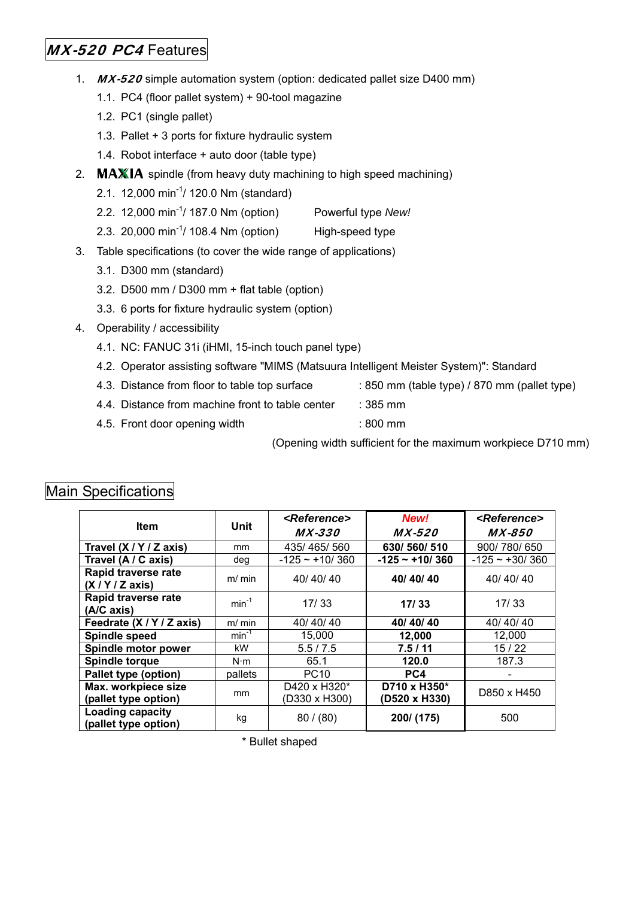## *MX-520 PC4* Features

1. *MX-520* simple automation system (option: dedicated pallet size D400 mm)
   1.1. PC4 (floor pallet system) + 90-tool magazine
   1.2. PC1 (single pallet)
   1.3. Pallet + 3 ports for fixture hydraulic system
   1.4. Robot interface + auto door (table type)
2. **MAXIA** spindle (from heavy duty machining to high speed machining)
   2.1. 12,000 $min^{-1}$/ 120.0 Nm (standard)
   2.2. 12,000 $min^{-1}$/ 187.0 Nm (option)  Powerful type *New!*
   2.3. 20,000 $min^{-1}$/ 108.4 Nm (option)  High-speed type
3. Table specifications (to cover the wide range of applications)
   3.1. D300 mm (standard)
   3.2. D500 mm / D300 mm + flat table (option)
   3.3. 6 ports for fixture hydraulic system (option)
4. Operability / accessibility
   4.1. NC: FANUC 31i (iHMI, 15-inch touch panel type)
   4.2. Operator assisting software "MIMS (Matsuura Intelligent Meister System)": Standard
   4.3. Distance from floor to table top surface : 850 mm (table type) / 870 mm (pallet type)
   4.4. Distance from machine front to table center : 385 mm
   4.5. Front door opening width : 800 mm
   (Opening width sufficient for the maximum workpiece D710 mm)

## Main Specifications

| Item | Unit | *<Reference>* *MX-330* | *New!* *MX-520* | *<Reference>* *MX-850* |
|---|---|---|---|---|
| **Travel (X / Y / Z axis)** | mm | 435/ 465/ 560 | **630/ 560/ 510** | 900/ 780/ 650 |
| **Travel (A / C axis)** | deg | -125 ~ +10/ 360 | **-125 ~ +10/ 360** | -125 ~ +30/ 360 |
| **Rapid traverse rate (X / Y / Z axis)** | m/ min | 40/ 40/ 40 | **40/ 40/ 40** | 40/ 40/ 40 |
| **Rapid traverse rate (A/C axis)** | $min^{-1}$ | 17/ 33 | **17/ 33** | 17/ 33 |
| **Feedrate (X / Y / Z axis)** | m/ min | 40/ 40/ 40 | **40/ 40/ 40** | 40/ 40/ 40 |
| **Spindle speed** | $min^{-1}$ | 15,000 | **12,000** | 12,000 |
| **Spindle motor power** | kW | 5.5 / 7.5 | **7.5 / 11** | 15 / 22 |
| **Spindle torque** | N·m | 65.1 | **120.0** | 187.3 |
| **Pallet type (option)** | pallets | PC10 | **PC4** | - |
| **Max. workpiece size (pallet type option)** | mm | D420 x H320* (D330 x H300) | **D710 x H350* (D520 x H330)** | D850 x H450 |
| **Loading capacity (pallet type option)** | kg | 80 / (80) | **200/ (175)** | 500 |

\* Bullet shaped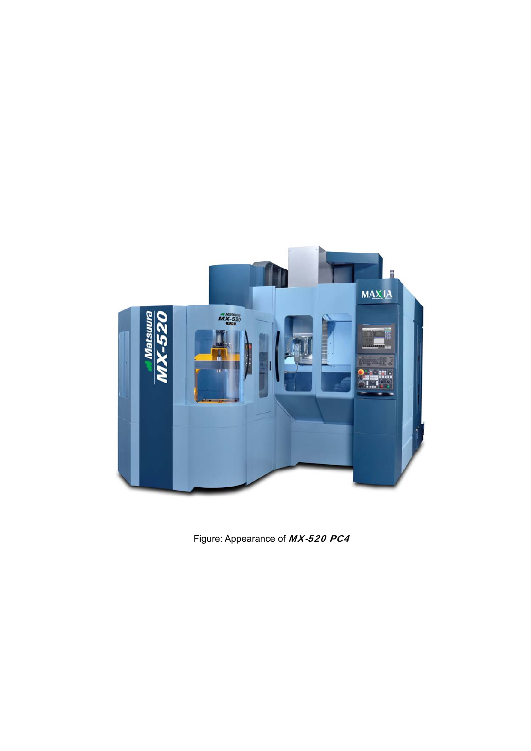Figure: Appearance of ***MX-520 PC4***